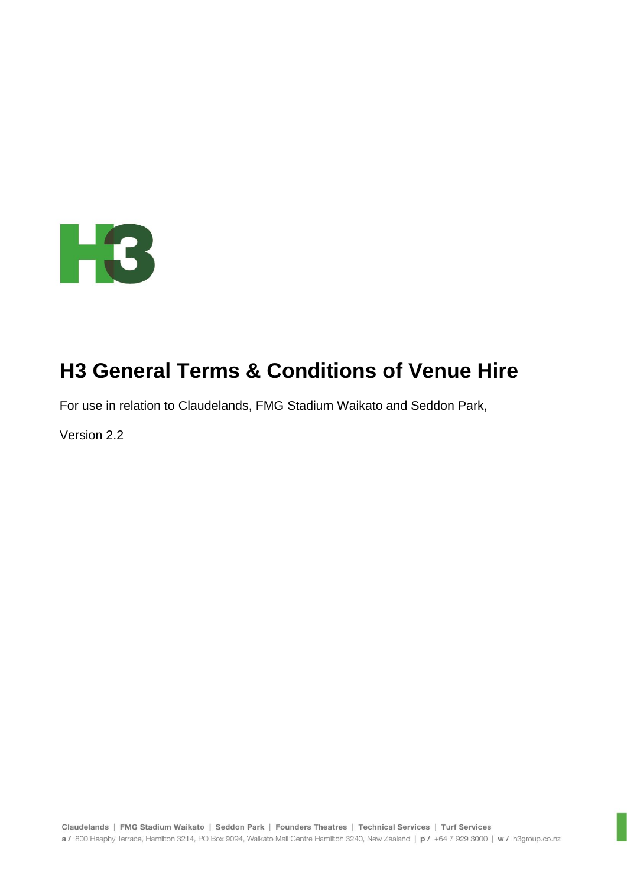# H3 General Terms & Conditions of Venue Hire

For use in relation to Claudelands, FMG Stadium Waikato and Seddon Park,

Version 2.2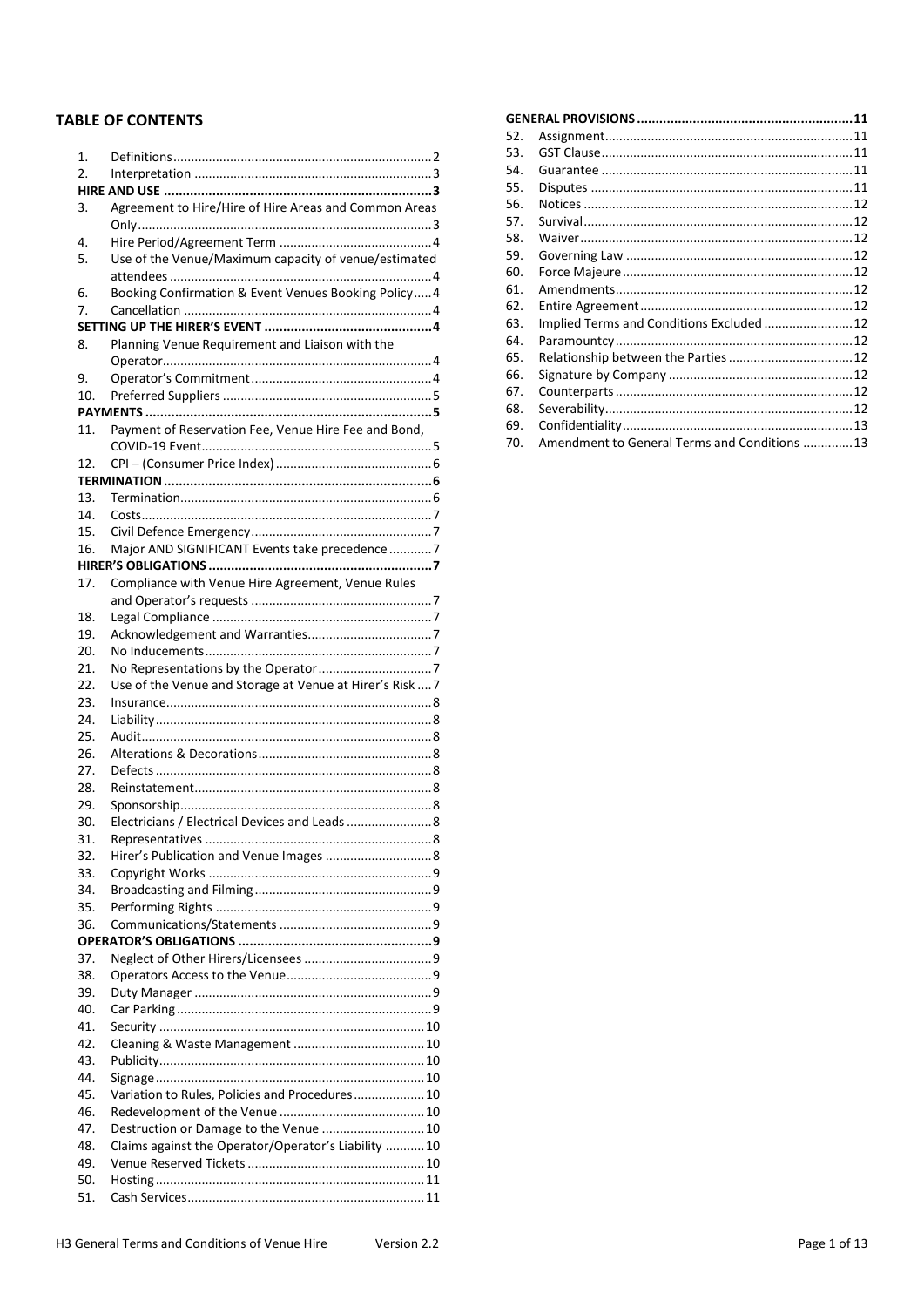## TABLE OF CONTENTS

1. Definitions ........ 2
2. Interpretation ........ 3

**HIRE AND USE ........ 3**

3. Agreement to Hire/Hire of Hire Areas and Common Areas Only ........ 3
4. Hire Period/Agreement Term ........ 4
5. Use of the Venue/Maximum capacity of venue/estimated attendees ........ 4
6. Booking Confirmation & Event Venues Booking Policy ........ 4
7. Cancellation ........ 4

**SETTING UP THE HIRER'S EVENT ........ 4**

8. Planning Venue Requirement and Liaison with the Operator ........ 4
9. Operator's Commitment ........ 4
10. Preferred Suppliers ........ 5

**PAYMENTS ........ 5**

11. Payment of Reservation Fee, Venue Hire Fee and Bond, COVID-19 Event ........ 5
12. CPI – (Consumer Price Index) ........ 6

**TERMINATION ........ 6**

13. Termination ........ 6
14. Costs ........ 7
15. Civil Defence Emergency ........ 7
16. Major AND SIGNIFICANT Events take precedence ........ 7

**HIRER'S OBLIGATIONS ........ 7**

17. Compliance with Venue Hire Agreement, Venue Rules and Operator's requests ........ 7
18. Legal Compliance ........ 7
19. Acknowledgement and Warranties ........ 7
20. No Inducements ........ 7
21. No Representations by the Operator ........ 7
22. Use of the Venue and Storage at Venue at Hirer's Risk ........ 7
23. Insurance ........ 8
24. Liability ........ 8
25. Audit ........ 8
26. Alterations & Decorations ........ 8
27. Defects ........ 8
28. Reinstatement ........ 8
29. Sponsorship ........ 8
30. Electricians / Electrical Devices and Leads ........ 8
31. Representatives ........ 8
32. Hirer's Publication and Venue Images ........ 8
33. Copyright Works ........ 9
34. Broadcasting and Filming ........ 9
35. Performing Rights ........ 9
36. Communications/Statements ........ 9

**OPERATOR'S OBLIGATIONS ........ 9**

37. Neglect of Other Hirers/Licensees ........ 9
38. Operators Access to the Venue ........ 9
39. Duty Manager ........ 9
40. Car Parking ........ 9
41. Security ........ 10
42. Cleaning & Waste Management ........ 10
43. Publicity ........ 10
44. Signage ........ 10
45. Variation to Rules, Policies and Procedures ........ 10
46. Redevelopment of the Venue ........ 10
47. Destruction or Damage to the Venue ........ 10
48. Claims against the Operator/Operator's Liability ........ 10
49. Venue Reserved Tickets ........ 10
50. Hosting ........ 11
51. Cash Services ........ 11

**GENERAL PROVISIONS ........ 11**

52. Assignment ........ 11
53. GST Clause ........ 11
54. Guarantee ........ 11
55. Disputes ........ 11
56. Notices ........ 12
57. Survival ........ 12
58. Waiver ........ 12
59. Governing Law ........ 12
60. Force Majeure ........ 12
61. Amendments ........ 12
62. Entire Agreement ........ 12
63. Implied Terms and Conditions Excluded ........ 12
64. Paramountcy ........ 12
65. Relationship between the Parties ........ 12
66. Signature by Company ........ 12
67. Counterparts ........ 12
68. Severability ........ 12
69. Confidentiality ........ 13
70. Amendment to General Terms and Conditions ........ 13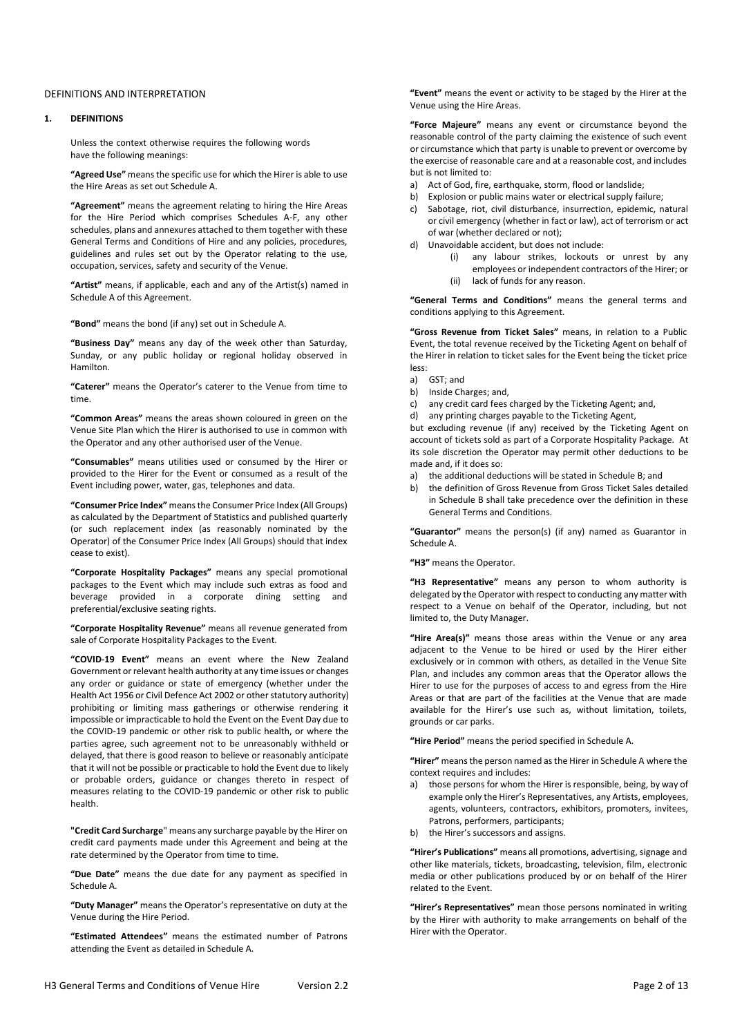DEFINITIONS AND INTERPRETATION

## 1. DEFINITIONS

Unless the context otherwise requires the following words have the following meanings:

**"Agreed Use"** means the specific use for which the Hirer is able to use the Hire Areas as set out Schedule A.

**"Agreement"** means the agreement relating to hiring the Hire Areas for the Hire Period which comprises Schedules A-F, any other schedules, plans and annexures attached to them together with these General Terms and Conditions of Hire and any policies, procedures, guidelines and rules set out by the Operator relating to the use, occupation, services, safety and security of the Venue.

**"Artist"** means, if applicable, each and any of the Artist(s) named in Schedule A of this Agreement.

**"Bond"** means the bond (if any) set out in Schedule A.

**"Business Day"** means any day of the week other than Saturday, Sunday, or any public holiday or regional holiday observed in Hamilton.

**"Caterer"** means the Operator's caterer to the Venue from time to time.

**"Common Areas"** means the areas shown coloured in green on the Venue Site Plan which the Hirer is authorised to use in common with the Operator and any other authorised user of the Venue.

**"Consumables"** means utilities used or consumed by the Hirer or provided to the Hirer for the Event or consumed as a result of the Event including power, water, gas, telephones and data.

**"Consumer Price Index"** means the Consumer Price Index (All Groups) as calculated by the Department of Statistics and published quarterly (or such replacement index (as reasonably nominated by the Operator) of the Consumer Price Index (All Groups) should that index cease to exist).

**"Corporate Hospitality Packages"** means any special promotional packages to the Event which may include such extras as food and beverage provided in a corporate dining setting and preferential/exclusive seating rights.

**"Corporate Hospitality Revenue"** means all revenue generated from sale of Corporate Hospitality Packages to the Event.

**"COVID-19 Event"** means an event where the New Zealand Government or relevant health authority at any time issues or changes any order or guidance or state of emergency (whether under the Health Act 1956 or Civil Defence Act 2002 or other statutory authority) prohibiting or limiting mass gatherings or otherwise rendering it impossible or impracticable to hold the Event on the Event Day due to the COVID-19 pandemic or other risk to public health, or where the parties agree, such agreement not to be unreasonably withheld or delayed, that there is good reason to believe or reasonably anticipate that it will not be possible or practicable to hold the Event due to likely or probable orders, guidance or changes thereto in respect of measures relating to the COVID-19 pandemic or other risk to public health.

**"Credit Card Surcharge"** means any surcharge payable by the Hirer on credit card payments made under this Agreement and being at the rate determined by the Operator from time to time.

**"Due Date"** means the due date for any payment as specified in Schedule A.

**"Duty Manager"** means the Operator's representative on duty at the Venue during the Hire Period.

**"Estimated Attendees"** means the estimated number of Patrons attending the Event as detailed in Schedule A.

**"Event"** means the event or activity to be staged by the Hirer at the Venue using the Hire Areas.

**"Force Majeure"** means any event or circumstance beyond the reasonable control of the party claiming the existence of such event or circumstance which that party is unable to prevent or overcome by the exercise of reasonable care and at a reasonable cost, and includes but is not limited to:

a) Act of God, fire, earthquake, storm, flood or landslide;
b) Explosion or public mains water or electrical supply failure;
c) Sabotage, riot, civil disturbance, insurrection, epidemic, natural or civil emergency (whether in fact or law), act of terrorism or act of war (whether declared or not);
d) Unavoidable accident, but does not include:
    (i) any labour strikes, lockouts or unrest by any employees or independent contractors of the Hirer; or
    (ii) lack of funds for any reason.

**"General Terms and Conditions"** means the general terms and conditions applying to this Agreement.

**"Gross Revenue from Ticket Sales"** means, in relation to a Public Event, the total revenue received by the Ticketing Agent on behalf of the Hirer in relation to ticket sales for the Event being the ticket price less:

a) GST; and
b) Inside Charges; and,
c) any credit card fees charged by the Ticketing Agent; and,
d) any printing charges payable to the Ticketing Agent,

but excluding revenue (if any) received by the Ticketing Agent on account of tickets sold as part of a Corporate Hospitality Package. At its sole discretion the Operator may permit other deductions to be made and, if it does so:

a) the additional deductions will be stated in Schedule B; and
b) the definition of Gross Revenue from Gross Ticket Sales detailed in Schedule B shall take precedence over the definition in these General Terms and Conditions.

**"Guarantor"** means the person(s) (if any) named as Guarantor in Schedule A.

**"H3"** means the Operator.

**"H3 Representative"** means any person to whom authority is delegated by the Operator with respect to conducting any matter with respect to a Venue on behalf of the Operator, including, but not limited to, the Duty Manager.

**"Hire Area(s)"** means those areas within the Venue or any area adjacent to the Venue to be hired or used by the Hirer either exclusively or in common with others, as detailed in the Venue Site Plan, and includes any common areas that the Operator allows the Hirer to use for the purposes of access to and egress from the Hire Areas or that are part of the facilities at the Venue that are made available for the Hirer's use such as, without limitation, toilets, grounds or car parks.

**"Hire Period"** means the period specified in Schedule A.

**"Hirer"** means the person named as the Hirer in Schedule A where the context requires and includes:

a) those persons for whom the Hirer is responsible, being, by way of example only the Hirer's Representatives, any Artists, employees, agents, volunteers, contractors, exhibitors, promoters, invitees, Patrons, performers, participants;
b) the Hirer's successors and assigns.

**"Hirer's Publications"** means all promotions, advertising, signage and other like materials, tickets, broadcasting, television, film, electronic media or other publications produced by or on behalf of the Hirer related to the Event.

**"Hirer's Representatives"** mean those persons nominated in writing by the Hirer with authority to make arrangements on behalf of the Hirer with the Operator.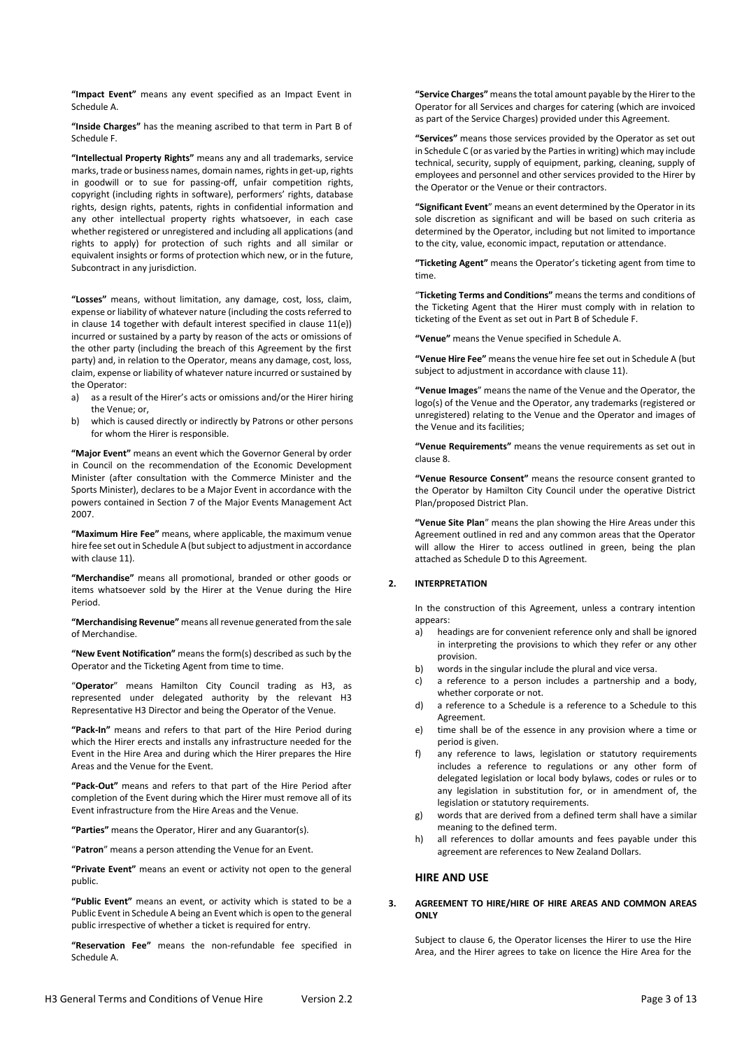**"Impact Event"** means any event specified as an Impact Event in Schedule A.

**"Inside Charges"** has the meaning ascribed to that term in Part B of Schedule F.

**"Intellectual Property Rights"** means any and all trademarks, service marks, trade or business names, domain names, rights in get-up, rights in goodwill or to sue for passing-off, unfair competition rights, copyright (including rights in software), performers' rights, database rights, design rights, patents, rights in confidential information and any other intellectual property rights whatsoever, in each case whether registered or unregistered and including all applications (and rights to apply) for protection of such rights and all similar or equivalent insights or forms of protection which new, or in the future, Subcontract in any jurisdiction.

**"Losses"** means, without limitation, any damage, cost, loss, claim, expense or liability of whatever nature (including the costs referred to in clause 14 together with default interest specified in clause 11(e)) incurred or sustained by a party by reason of the acts or omissions of the other party (including the breach of this Agreement by the first party) and, in relation to the Operator, means any damage, cost, loss, claim, expense or liability of whatever nature incurred or sustained by the Operator:

a) as a result of the Hirer's acts or omissions and/or the Hirer hiring the Venue; or,
b) which is caused directly or indirectly by Patrons or other persons for whom the Hirer is responsible.

**"Major Event"** means an event which the Governor General by order in Council on the recommendation of the Economic Development Minister (after consultation with the Commerce Minister and the Sports Minister), declares to be a Major Event in accordance with the powers contained in Section 7 of the Major Events Management Act 2007.

**"Maximum Hire Fee"** means, where applicable, the maximum venue hire fee set out in Schedule A (but subject to adjustment in accordance with clause 11).

**"Merchandise"** means all promotional, branded or other goods or items whatsoever sold by the Hirer at the Venue during the Hire Period.

**"Merchandising Revenue"** means all revenue generated from the sale of Merchandise.

**"New Event Notification"** means the form(s) described as such by the Operator and the Ticketing Agent from time to time.

"**Operator**" means Hamilton City Council trading as H3, as represented under delegated authority by the relevant H3 Representative H3 Director and being the Operator of the Venue.

**"Pack-In"** means and refers to that part of the Hire Period during which the Hirer erects and installs any infrastructure needed for the Event in the Hire Area and during which the Hirer prepares the Hire Areas and the Venue for the Event.

**"Pack-Out"** means and refers to that part of the Hire Period after completion of the Event during which the Hirer must remove all of its Event infrastructure from the Hire Areas and the Venue.

**"Parties"** means the Operator, Hirer and any Guarantor(s).

"**Patron**" means a person attending the Venue for an Event.

**"Private Event"** means an event or activity not open to the general public.

**"Public Event"** means an event, or activity which is stated to be a Public Event in Schedule A being an Event which is open to the general public irrespective of whether a ticket is required for entry.

**"Reservation Fee"** means the non-refundable fee specified in Schedule A.

**"Service Charges"** means the total amount payable by the Hirer to the Operator for all Services and charges for catering (which are invoiced as part of the Service Charges) provided under this Agreement.

**"Services"** means those services provided by the Operator as set out in Schedule C (or as varied by the Parties in writing) which may include technical, security, supply of equipment, parking, cleaning, supply of employees and personnel and other services provided to the Hirer by the Operator or the Venue or their contractors.

**"Significant Event"** means an event determined by the Operator in its sole discretion as significant and will be based on such criteria as determined by the Operator, including but not limited to importance to the city, value, economic impact, reputation or attendance.

**"Ticketing Agent"** means the Operator's ticketing agent from time to time.

"**Ticketing Terms and Conditions"** means the terms and conditions of the Ticketing Agent that the Hirer must comply with in relation to ticketing of the Event as set out in Part B of Schedule F.

**"Venue"** means the Venue specified in Schedule A.

**"Venue Hire Fee"** means the venue hire fee set out in Schedule A (but subject to adjustment in accordance with clause 11).

**"Venue Images**" means the name of the Venue and the Operator, the logo(s) of the Venue and the Operator, any trademarks (registered or unregistered) relating to the Venue and the Operator and images of the Venue and its facilities;

**"Venue Requirements"** means the venue requirements as set out in clause 8.

**"Venue Resource Consent"** means the resource consent granted to the Operator by Hamilton City Council under the operative District Plan/proposed District Plan.

**"Venue Site Plan**" means the plan showing the Hire Areas under this Agreement outlined in red and any common areas that the Operator will allow the Hirer to access outlined in green, being the plan attached as Schedule D to this Agreement.

### 2. INTERPRETATION

In the construction of this Agreement, unless a contrary intention appears:

a) headings are for convenient reference only and shall be ignored in interpreting the provisions to which they refer or any other provision.
b) words in the singular include the plural and vice versa.
c) a reference to a person includes a partnership and a body, whether corporate or not.
d) a reference to a Schedule is a reference to a Schedule to this Agreement.
e) time shall be of the essence in any provision where a time or period is given.
f) any reference to laws, legislation or statutory requirements includes a reference to regulations or any other form of delegated legislation or local body bylaws, codes or rules or to any legislation in substitution for, or in amendment of, the legislation or statutory requirements.
g) words that are derived from a defined term shall have a similar meaning to the defined term.
h) all references to dollar amounts and fees payable under this agreement are references to New Zealand Dollars.

## HIRE AND USE

### 3. AGREEMENT TO HIRE/HIRE OF HIRE AREAS AND COMMON AREAS ONLY

Subject to clause 6, the Operator licenses the Hirer to use the Hire Area, and the Hirer agrees to take on licence the Hire Area for the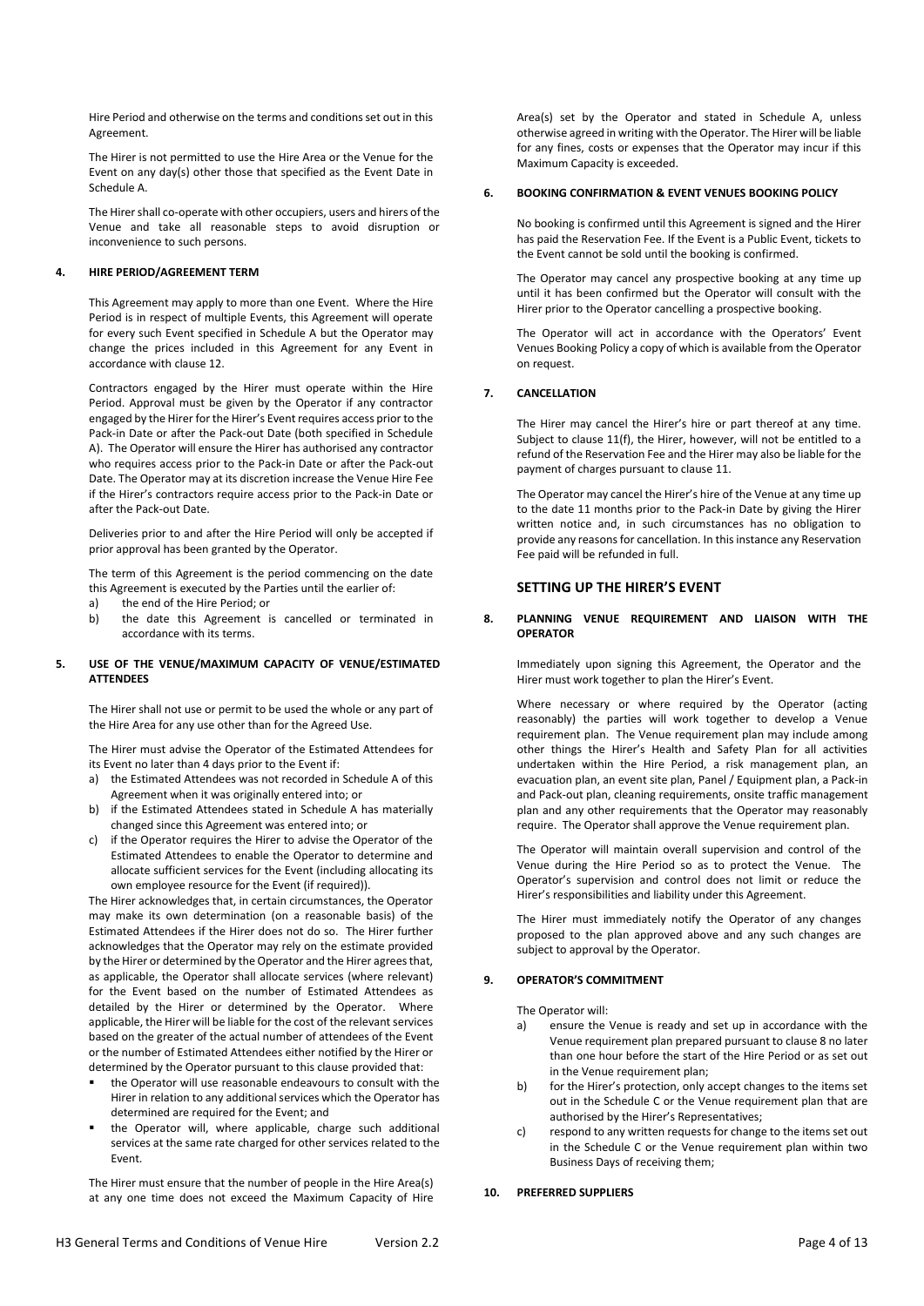Hire Period and otherwise on the terms and conditions set out in this Agreement.

The Hirer is not permitted to use the Hire Area or the Venue for the Event on any day(s) other those that specified as the Event Date in Schedule A.

The Hirer shall co-operate with other occupiers, users and hirers of the Venue and take all reasonable steps to avoid disruption or inconvenience to such persons.

**4. HIRE PERIOD/AGREEMENT TERM**

This Agreement may apply to more than one Event. Where the Hire Period is in respect of multiple Events, this Agreement will operate for every such Event specified in Schedule A but the Operator may change the prices included in this Agreement for any Event in accordance with clause 12.

Contractors engaged by the Hirer must operate within the Hire Period. Approval must be given by the Operator if any contractor engaged by the Hirer for the Hirer's Event requires access prior to the Pack-in Date or after the Pack-out Date (both specified in Schedule A). The Operator will ensure the Hirer has authorised any contractor who requires access prior to the Pack-in Date or after the Pack-out Date. The Operator may at its discretion increase the Venue Hire Fee if the Hirer's contractors require access prior to the Pack-in Date or after the Pack-out Date.

Deliveries prior to and after the Hire Period will only be accepted if prior approval has been granted by the Operator.

The term of this Agreement is the period commencing on the date this Agreement is executed by the Parties until the earlier of:

a) the end of the Hire Period; or
b) the date this Agreement is cancelled or terminated in accordance with its terms.

**5. USE OF THE VENUE/MAXIMUM CAPACITY OF VENUE/ESTIMATED ATTENDEES**

The Hirer shall not use or permit to be used the whole or any part of the Hire Area for any use other than for the Agreed Use.

The Hirer must advise the Operator of the Estimated Attendees for its Event no later than 4 days prior to the Event if:

a) the Estimated Attendees was not recorded in Schedule A of this Agreement when it was originally entered into; or
b) if the Estimated Attendees stated in Schedule A has materially changed since this Agreement was entered into; or
c) if the Operator requires the Hirer to advise the Operator of the Estimated Attendees to enable the Operator to determine and allocate sufficient services for the Event (including allocating its own employee resource for the Event (if required)).

The Hirer acknowledges that, in certain circumstances, the Operator may make its own determination (on a reasonable basis) of the Estimated Attendees if the Hirer does not do so. The Hirer further acknowledges that the Operator may rely on the estimate provided by the Hirer or determined by the Operator and the Hirer agrees that, as applicable, the Operator shall allocate services (where relevant) for the Event based on the number of Estimated Attendees as detailed by the Hirer or determined by the Operator. Where applicable, the Hirer will be liable for the cost of the relevant services based on the greater of the actual number of attendees of the Event or the number of Estimated Attendees either notified by the Hirer or determined by the Operator pursuant to this clause provided that:

- the Operator will use reasonable endeavours to consult with the Hirer in relation to any additional services which the Operator has determined are required for the Event; and
- the Operator will, where applicable, charge such additional services at the same rate charged for other services related to the Event.

The Hirer must ensure that the number of people in the Hire Area(s) at any one time does not exceed the Maximum Capacity of Hire Area(s) set by the Operator and stated in Schedule A, unless otherwise agreed in writing with the Operator. The Hirer will be liable for any fines, costs or expenses that the Operator may incur if this Maximum Capacity is exceeded.

**6. BOOKING CONFIRMATION & EVENT VENUES BOOKING POLICY**

No booking is confirmed until this Agreement is signed and the Hirer has paid the Reservation Fee. If the Event is a Public Event, tickets to the Event cannot be sold until the booking is confirmed.

The Operator may cancel any prospective booking at any time up until it has been confirmed but the Operator will consult with the Hirer prior to the Operator cancelling a prospective booking.

The Operator will act in accordance with the Operators' Event Venues Booking Policy a copy of which is available from the Operator on request.

**7. CANCELLATION**

The Hirer may cancel the Hirer's hire or part thereof at any time. Subject to clause 11(f), the Hirer, however, will not be entitled to a refund of the Reservation Fee and the Hirer may also be liable for the payment of charges pursuant to clause 11.

The Operator may cancel the Hirer's hire of the Venue at any time up to the date 11 months prior to the Pack-in Date by giving the Hirer written notice and, in such circumstances has no obligation to provide any reasons for cancellation. In this instance any Reservation Fee paid will be refunded in full.

## SETTING UP THE HIRER'S EVENT

**8. PLANNING VENUE REQUIREMENT AND LIAISON WITH THE OPERATOR**

Immediately upon signing this Agreement, the Operator and the Hirer must work together to plan the Hirer's Event.

Where necessary or where required by the Operator (acting reasonably) the parties will work together to develop a Venue requirement plan. The Venue requirement plan may include among other things the Hirer's Health and Safety Plan for all activities undertaken within the Hire Period, a risk management plan, an evacuation plan, an event site plan, Panel / Equipment plan, a Pack-in and Pack-out plan, cleaning requirements, onsite traffic management plan and any other requirements that the Operator may reasonably require. The Operator shall approve the Venue requirement plan.

The Operator will maintain overall supervision and control of the Venue during the Hire Period so as to protect the Venue. The Operator's supervision and control does not limit or reduce the Hirer's responsibilities and liability under this Agreement.

The Hirer must immediately notify the Operator of any changes proposed to the plan approved above and any such changes are subject to approval by the Operator.

**9. OPERATOR'S COMMITMENT**

The Operator will:

a) ensure the Venue is ready and set up in accordance with the Venue requirement plan prepared pursuant to clause 8 no later than one hour before the start of the Hire Period or as set out in the Venue requirement plan;
b) for the Hirer's protection, only accept changes to the items set out in the Schedule C or the Venue requirement plan that are authorised by the Hirer's Representatives;
c) respond to any written requests for change to the items set out in the Schedule C or the Venue requirement plan within two Business Days of receiving them;

**10. PREFERRED SUPPLIERS**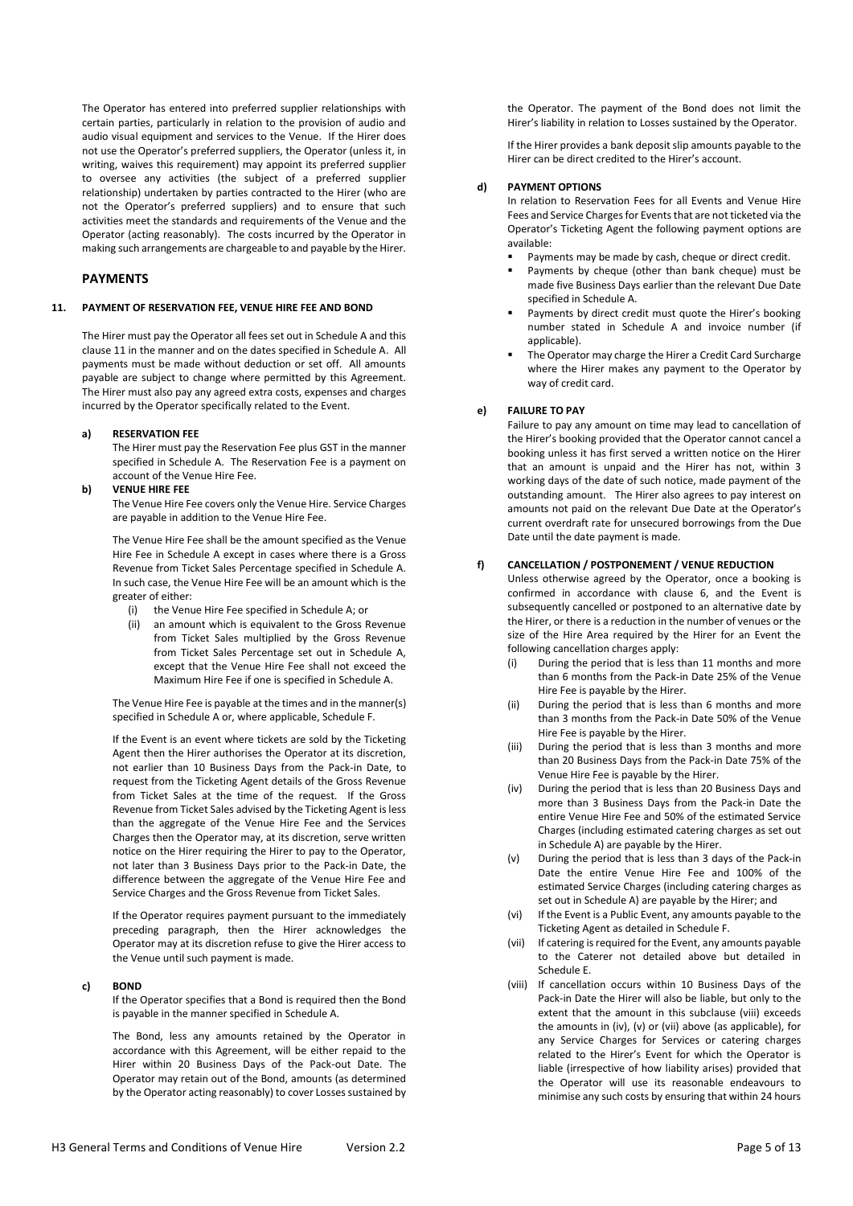The Operator has entered into preferred supplier relationships with certain parties, particularly in relation to the provision of audio and audio visual equipment and services to the Venue. If the Hirer does not use the Operator's preferred suppliers, the Operator (unless it, in writing, waives this requirement) may appoint its preferred supplier to oversee any activities (the subject of a preferred supplier relationship) undertaken by parties contracted to the Hirer (who are not the Operator's preferred suppliers) and to ensure that such activities meet the standards and requirements of the Venue and the Operator (acting reasonably). The costs incurred by the Operator in making such arrangements are chargeable to and payable by the Hirer.

## PAYMENTS

### 11. PAYMENT OF RESERVATION FEE, VENUE HIRE FEE AND BOND

The Hirer must pay the Operator all fees set out in Schedule A and this clause 11 in the manner and on the dates specified in Schedule A. All payments must be made without deduction or set off. All amounts payable are subject to change where permitted by this Agreement. The Hirer must also pay any agreed extra costs, expenses and charges incurred by the Operator specifically related to the Event.

**a) RESERVATION FEE**

The Hirer must pay the Reservation Fee plus GST in the manner specified in Schedule A. The Reservation Fee is a payment on account of the Venue Hire Fee.

**b) VENUE HIRE FEE**

The Venue Hire Fee covers only the Venue Hire. Service Charges are payable in addition to the Venue Hire Fee.

The Venue Hire Fee shall be the amount specified as the Venue Hire Fee in Schedule A except in cases where there is a Gross Revenue from Ticket Sales Percentage specified in Schedule A. In such case, the Venue Hire Fee will be an amount which is the greater of either:

(i) the Venue Hire Fee specified in Schedule A; or
(ii) an amount which is equivalent to the Gross Revenue from Ticket Sales multiplied by the Gross Revenue from Ticket Sales Percentage set out in Schedule A, except that the Venue Hire Fee shall not exceed the Maximum Hire Fee if one is specified in Schedule A.

The Venue Hire Fee is payable at the times and in the manner(s) specified in Schedule A or, where applicable, Schedule F.

If the Event is an event where tickets are sold by the Ticketing Agent then the Hirer authorises the Operator at its discretion, not earlier than 10 Business Days from the Pack-in Date, to request from the Ticketing Agent details of the Gross Revenue from Ticket Sales at the time of the request. If the Gross Revenue from Ticket Sales advised by the Ticketing Agent is less than the aggregate of the Venue Hire Fee and the Services Charges then the Operator may, at its discretion, serve written notice on the Hirer requiring the Hirer to pay to the Operator, not later than 3 Business Days prior to the Pack-in Date, the difference between the aggregate of the Venue Hire Fee and Service Charges and the Gross Revenue from Ticket Sales.

If the Operator requires payment pursuant to the immediately preceding paragraph, then the Hirer acknowledges the Operator may at its discretion refuse to give the Hirer access to the Venue until such payment is made.

**c) BOND**

If the Operator specifies that a Bond is required then the Bond is payable in the manner specified in Schedule A.

The Bond, less any amounts retained by the Operator in accordance with this Agreement, will be either repaid to the Hirer within 20 Business Days of the Pack-out Date. The Operator may retain out of the Bond, amounts (as determined by the Operator acting reasonably) to cover Losses sustained by the Operator. The payment of the Bond does not limit the Hirer's liability in relation to Losses sustained by the Operator.

If the Hirer provides a bank deposit slip amounts payable to the Hirer can be direct credited to the Hirer's account.

**d) PAYMENT OPTIONS**

In relation to Reservation Fees for all Events and Venue Hire Fees and Service Charges for Events that are not ticketed via the Operator's Ticketing Agent the following payment options are available:

- Payments may be made by cash, cheque or direct credit.
- Payments by cheque (other than bank cheque) must be made five Business Days earlier than the relevant Due Date specified in Schedule A.
- Payments by direct credit must quote the Hirer's booking number stated in Schedule A and invoice number (if applicable).
- The Operator may charge the Hirer a Credit Card Surcharge where the Hirer makes any payment to the Operator by way of credit card.

**e) FAILURE TO PAY**

Failure to pay any amount on time may lead to cancellation of the Hirer's booking provided that the Operator cannot cancel a booking unless it has first served a written notice on the Hirer that an amount is unpaid and the Hirer has not, within 3 working days of the date of such notice, made payment of the outstanding amount. The Hirer also agrees to pay interest on amounts not paid on the relevant Due Date at the Operator's current overdraft rate for unsecured borrowings from the Due Date until the date payment is made.

**f) CANCELLATION / POSTPONEMENT / VENUE REDUCTION**

Unless otherwise agreed by the Operator, once a booking is confirmed in accordance with clause 6, and the Event is subsequently cancelled or postponed to an alternative date by the Hirer, or there is a reduction in the number of venues or the size of the Hire Area required by the Hirer for an Event the following cancellation charges apply:

(i) During the period that is less than 11 months and more than 6 months from the Pack-in Date 25% of the Venue Hire Fee is payable by the Hirer.
(ii) During the period that is less than 6 months and more than 3 months from the Pack-in Date 50% of the Venue Hire Fee is payable by the Hirer.
(iii) During the period that is less than 3 months and more than 20 Business Days from the Pack-in Date 75% of the Venue Hire Fee is payable by the Hirer.
(iv) During the period that is less than 20 Business Days and more than 3 Business Days from the Pack-in Date the entire Venue Hire Fee and 50% of the estimated Service Charges (including estimated catering charges as set out in Schedule A) are payable by the Hirer.
(v) During the period that is less than 3 days of the Pack-in Date the entire Venue Hire Fee and 100% of the estimated Service Charges (including catering charges as set out in Schedule A) are payable by the Hirer; and
(vi) If the Event is a Public Event, any amounts payable to the Ticketing Agent as detailed in Schedule F.
(vii) If catering is required for the Event, any amounts payable to the Caterer not detailed above but detailed in Schedule E.
(viii) If cancellation occurs within 10 Business Days of the Pack-in Date the Hirer will also be liable, but only to the extent that the amount in this subclause (viii) exceeds the amounts in (iv), (v) or (vii) above (as applicable), for any Service Charges or catering charges related to the Hirer's Event for which the Operator is liable (irrespective of how liability arises) provided that the Operator will use its reasonable endeavours to minimise any such costs by ensuring that within 24 hours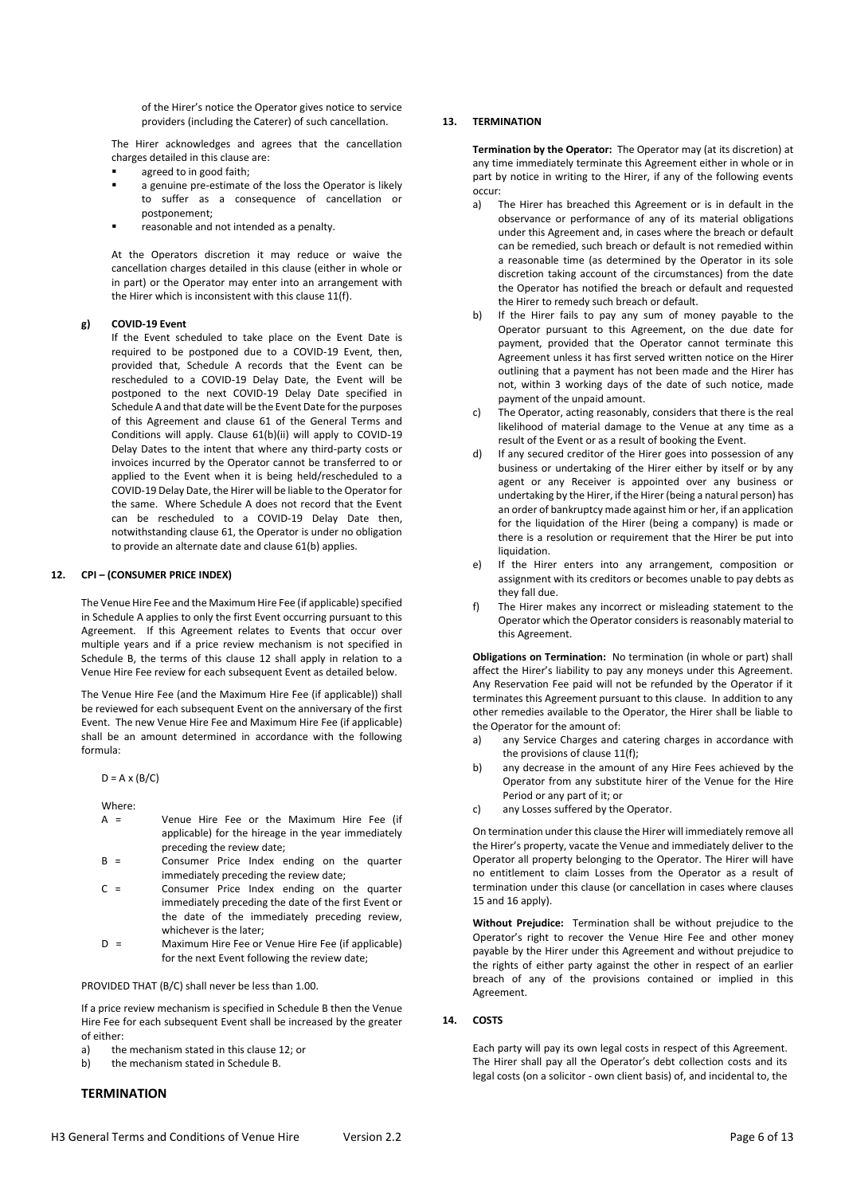of the Hirer's notice the Operator gives notice to service providers (including the Caterer) of such cancellation.

The Hirer acknowledges and agrees that the cancellation charges detailed in this clause are:

- agreed to in good faith;
- a genuine pre-estimate of the loss the Operator is likely to suffer as a consequence of cancellation or postponement;
- reasonable and not intended as a penalty.

At the Operators discretion it may reduce or waive the cancellation charges detailed in this clause (either in whole or in part) or the Operator may enter into an arrangement with the Hirer which is inconsistent with this clause 11(f).

**g) COVID-19 Event**

If the Event scheduled to take place on the Event Date is required to be postponed due to a COVID-19 Event, then, provided that, Schedule A records that the Event can be rescheduled to a COVID-19 Delay Date, the Event will be postponed to the next COVID-19 Delay Date specified in Schedule A and that date will be the Event Date for the purposes of this Agreement and clause 61 of the General Terms and Conditions will apply. Clause 61(b)(ii) will apply to COVID-19 Delay Dates to the intent that where any third-party costs or invoices incurred by the Operator cannot be transferred to or applied to the Event when it is being held/rescheduled to a COVID-19 Delay Date, the Hirer will be liable to the Operator for the same. Where Schedule A does not record that the Event can be rescheduled to a COVID-19 Delay Date then, notwithstanding clause 61, the Operator is under no obligation to provide an alternate date and clause 61(b) applies.

### 12. CPI – (CONSUMER PRICE INDEX)

The Venue Hire Fee and the Maximum Hire Fee (if applicable) specified in Schedule A applies to only the first Event occurring pursuant to this Agreement. If this Agreement relates to Events that occur over multiple years and if a price review mechanism is not specified in Schedule B, the terms of this clause 12 shall apply in relation to a Venue Hire Fee review for each subsequent Event as detailed below.

The Venue Hire Fee (and the Maximum Hire Fee (if applicable)) shall be reviewed for each subsequent Event on the anniversary of the first Event. The new Venue Hire Fee and Maximum Hire Fee (if applicable) shall be an amount determined in accordance with the following formula:

$D = A \times (B/C)$

Where:

- A = Venue Hire Fee or the Maximum Hire Fee (if applicable) for the hireage in the year immediately preceding the review date;
- B = Consumer Price Index ending on the quarter immediately preceding the review date;
- C = Consumer Price Index ending on the quarter immediately preceding the date of the first Event or the date of the immediately preceding review, whichever is the later;
- D = Maximum Hire Fee or Venue Hire Fee (if applicable) for the next Event following the review date;

PROVIDED THAT (B/C) shall never be less than 1.00.

If a price review mechanism is specified in Schedule B then the Venue Hire Fee for each subsequent Event shall be increased by the greater of either:

a) the mechanism stated in this clause 12; or
b) the mechanism stated in Schedule B.

## TERMINATION

### 13. TERMINATION

**Termination by the Operator:** The Operator may (at its discretion) at any time immediately terminate this Agreement either in whole or in part by notice in writing to the Hirer, if any of the following events occur:

a) The Hirer has breached this Agreement or is in default in the observance or performance of any of its material obligations under this Agreement and, in cases where the breach or default can be remedied, such breach or default is not remedied within a reasonable time (as determined by the Operator in its sole discretion taking account of the circumstances) from the date the Operator has notified the breach or default and requested the Hirer to remedy such breach or default.
b) If the Hirer fails to pay any sum of money payable to the Operator pursuant to this Agreement, on the due date for payment, provided that the Operator cannot terminate this Agreement unless it has first served written notice on the Hirer outlining that a payment has not been made and the Hirer has not, within 3 working days of the date of such notice, made payment of the unpaid amount.
c) The Operator, acting reasonably, considers that there is the real likelihood of material damage to the Venue at any time as a result of the Event or as a result of booking the Event.
d) If any secured creditor of the Hirer goes into possession of any business or undertaking of the Hirer either by itself or by any agent or any Receiver is appointed over any business or undertaking by the Hirer, if the Hirer (being a natural person) has an order of bankruptcy made against him or her, if an application for the liquidation of the Hirer (being a company) is made or there is a resolution or requirement that the Hirer be put into liquidation.
e) If the Hirer enters into any arrangement, composition or assignment with its creditors or becomes unable to pay debts as they fall due.
f) The Hirer makes any incorrect or misleading statement to the Operator which the Operator considers is reasonably material to this Agreement.

**Obligations on Termination:** No termination (in whole or part) shall affect the Hirer's liability to pay any moneys under this Agreement. Any Reservation Fee paid will not be refunded by the Operator if it terminates this Agreement pursuant to this clause. In addition to any other remedies available to the Operator, the Hirer shall be liable to the Operator for the amount of:

a) any Service Charges and catering charges in accordance with the provisions of clause 11(f);
b) any decrease in the amount of any Hire Fees achieved by the Operator from any substitute hirer of the Venue for the Hire Period or any part of it; or
c) any Losses suffered by the Operator.

On termination under this clause the Hirer will immediately remove all the Hirer's property, vacate the Venue and immediately deliver to the Operator all property belonging to the Operator. The Hirer will have no entitlement to claim Losses from the Operator as a result of termination under this clause (or cancellation in cases where clauses 15 and 16 apply).

**Without Prejudice:** Termination shall be without prejudice to the Operator's right to recover the Venue Hire Fee and other money payable by the Hirer under this Agreement and without prejudice to the rights of either party against the other in respect of an earlier breach of any of the provisions contained or implied in this Agreement.

### 14. COSTS

Each party will pay its own legal costs in respect of this Agreement. The Hirer shall pay all the Operator's debt collection costs and its legal costs (on a solicitor - own client basis) of, and incidental to, the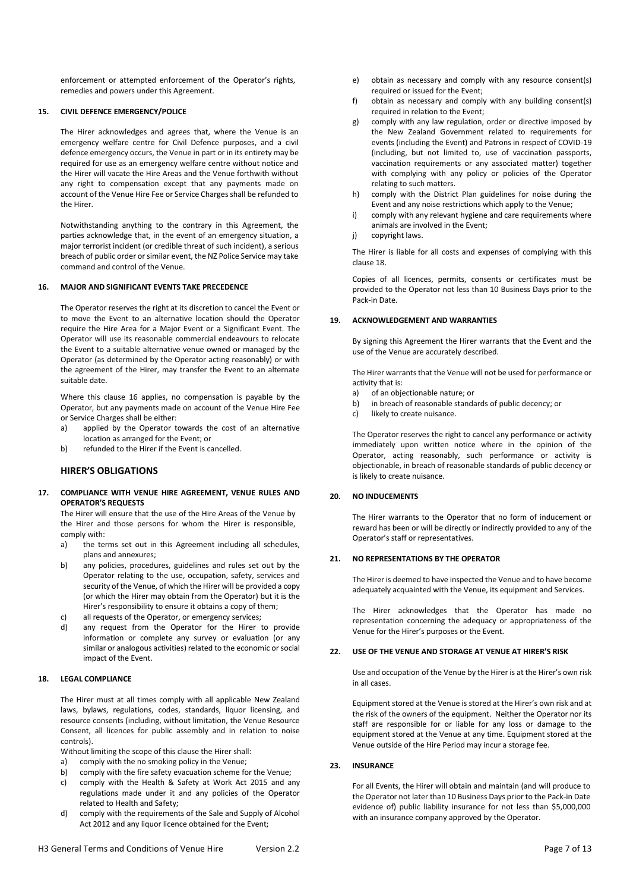enforcement or attempted enforcement of the Operator's rights, remedies and powers under this Agreement.

### 15. CIVIL DEFENCE EMERGENCY/POLICE

The Hirer acknowledges and agrees that, where the Venue is an emergency welfare centre for Civil Defence purposes, and a civil defence emergency occurs, the Venue in part or in its entirety may be required for use as an emergency welfare centre without notice and the Hirer will vacate the Hire Areas and the Venue forthwith without any right to compensation except that any payments made on account of the Venue Hire Fee or Service Charges shall be refunded to the Hirer.

Notwithstanding anything to the contrary in this Agreement, the parties acknowledge that, in the event of an emergency situation, a major terrorist incident (or credible threat of such incident), a serious breach of public order or similar event, the NZ Police Service may take command and control of the Venue.

### 16. MAJOR AND SIGNIFICANT EVENTS TAKE PRECEDENCE

The Operator reserves the right at its discretion to cancel the Event or to move the Event to an alternative location should the Operator require the Hire Area for a Major Event or a Significant Event. The Operator will use its reasonable commercial endeavours to relocate the Event to a suitable alternative venue owned or managed by the Operator (as determined by the Operator acting reasonably) or with the agreement of the Hirer, may transfer the Event to an alternate suitable date.

Where this clause 16 applies, no compensation is payable by the Operator, but any payments made on account of the Venue Hire Fee or Service Charges shall be either:

a) applied by the Operator towards the cost of an alternative location as arranged for the Event; or
b) refunded to the Hirer if the Event is cancelled.

## HIRER'S OBLIGATIONS

### 17. COMPLIANCE WITH VENUE HIRE AGREEMENT, VENUE RULES AND OPERATOR'S REQUESTS

The Hirer will ensure that the use of the Hire Areas of the Venue by the Hirer and those persons for whom the Hirer is responsible, comply with:

a) the terms set out in this Agreement including all schedules, plans and annexures;
b) any policies, procedures, guidelines and rules set out by the Operator relating to the use, occupation, safety, services and security of the Venue, of which the Hirer will be provided a copy (or which the Hirer may obtain from the Operator) but it is the Hirer's responsibility to ensure it obtains a copy of them;
c) all requests of the Operator, or emergency services;
d) any request from the Operator for the Hirer to provide information or complete any survey or evaluation (or any similar or analogous activities) related to the economic or social impact of the Event.

### 18. LEGAL COMPLIANCE

The Hirer must at all times comply with all applicable New Zealand laws, bylaws, regulations, codes, standards, liquor licensing, and resource consents (including, without limitation, the Venue Resource Consent, all licences for public assembly and in relation to noise controls).

Without limiting the scope of this clause the Hirer shall:

a) comply with the no smoking policy in the Venue;
b) comply with the fire safety evacuation scheme for the Venue;
c) comply with the Health & Safety at Work Act 2015 and any regulations made under it and any policies of the Operator related to Health and Safety;
d) comply with the requirements of the Sale and Supply of Alcohol Act 2012 and any liquor licence obtained for the Event;
e) obtain as necessary and comply with any resource consent(s) required or issued for the Event;
f) obtain as necessary and comply with any building consent(s) required in relation to the Event;
g) comply with any law regulation, order or directive imposed by the New Zealand Government related to requirements for events (including the Event) and Patrons in respect of COVID-19 (including, but not limited to, use of vaccination passports, vaccination requirements or any associated matter) together with complying with any policy or policies of the Operator relating to such matters.
h) comply with the District Plan guidelines for noise during the Event and any noise restrictions which apply to the Venue;
i) comply with any relevant hygiene and care requirements where animals are involved in the Event;
j) copyright laws.

The Hirer is liable for all costs and expenses of complying with this clause 18.

Copies of all licences, permits, consents or certificates must be provided to the Operator not less than 10 Business Days prior to the Pack-in Date.

### 19. ACKNOWLEDGEMENT AND WARRANTIES

By signing this Agreement the Hirer warrants that the Event and the use of the Venue are accurately described.

The Hirer warrants that the Venue will not be used for performance or activity that is:

a) of an objectionable nature; or
b) in breach of reasonable standards of public decency; or
c) likely to create nuisance.

The Operator reserves the right to cancel any performance or activity immediately upon written notice where in the opinion of the Operator, acting reasonably, such performance or activity is objectionable, in breach of reasonable standards of public decency or is likely to create nuisance.

### 20. NO INDUCEMENTS

The Hirer warrants to the Operator that no form of inducement or reward has been or will be directly or indirectly provided to any of the Operator's staff or representatives.

### 21. NO REPRESENTATIONS BY THE OPERATOR

The Hirer is deemed to have inspected the Venue and to have become adequately acquainted with the Venue, its equipment and Services.

The Hirer acknowledges that the Operator has made no representation concerning the adequacy or appropriateness of the Venue for the Hirer's purposes or the Event.

### 22. USE OF THE VENUE AND STORAGE AT VENUE AT HIRER'S RISK

Use and occupation of the Venue by the Hirer is at the Hirer's own risk in all cases.

Equipment stored at the Venue is stored at the Hirer's own risk and at the risk of the owners of the equipment. Neither the Operator nor its staff are responsible for or liable for any loss or damage to the equipment stored at the Venue at any time. Equipment stored at the Venue outside of the Hire Period may incur a storage fee.

### 23. INSURANCE

For all Events, the Hirer will obtain and maintain (and will produce to the Operator not later than 10 Business Days prior to the Pack-in Date evidence of) public liability insurance for not less than $5,000,000 with an insurance company approved by the Operator.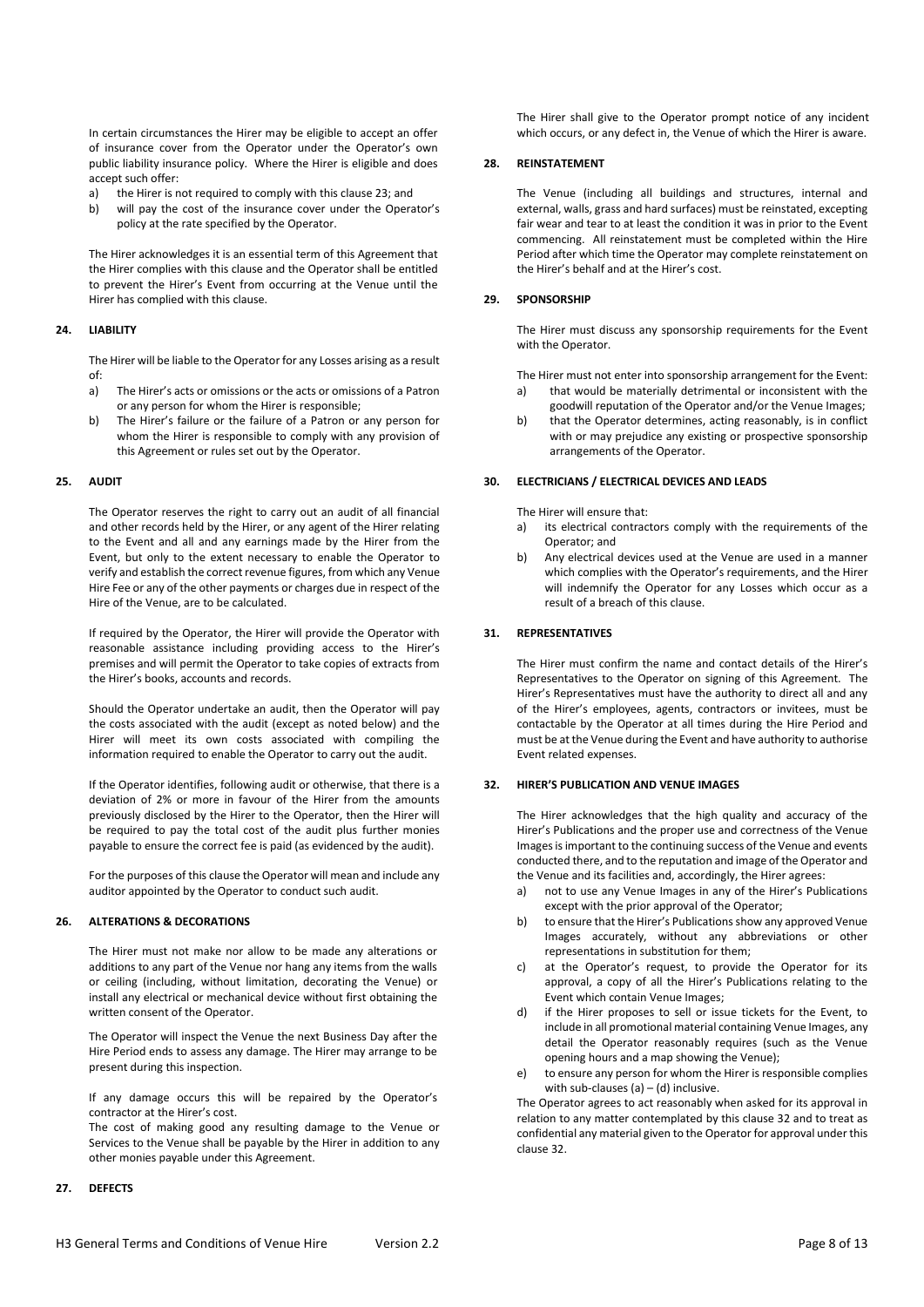In certain circumstances the Hirer may be eligible to accept an offer of insurance cover from the Operator under the Operator's own public liability insurance policy. Where the Hirer is eligible and does accept such offer:

a) the Hirer is not required to comply with this clause 23; and
b) will pay the cost of the insurance cover under the Operator's policy at the rate specified by the Operator.

The Hirer acknowledges it is an essential term of this Agreement that the Hirer complies with this clause and the Operator shall be entitled to prevent the Hirer's Event from occurring at the Venue until the Hirer has complied with this clause.

## 24. LIABILITY

The Hirer will be liable to the Operator for any Losses arising as a result of:

a) The Hirer's acts or omissions or the acts or omissions of a Patron or any person for whom the Hirer is responsible;
b) The Hirer's failure or the failure of a Patron or any person for whom the Hirer is responsible to comply with any provision of this Agreement or rules set out by the Operator.

## 25. AUDIT

The Operator reserves the right to carry out an audit of all financial and other records held by the Hirer, or any agent of the Hirer relating to the Event and all and any earnings made by the Hirer from the Event, but only to the extent necessary to enable the Operator to verify and establish the correct revenue figures, from which any Venue Hire Fee or any of the other payments or charges due in respect of the Hire of the Venue, are to be calculated.

If required by the Operator, the Hirer will provide the Operator with reasonable assistance including providing access to the Hirer's premises and will permit the Operator to take copies of extracts from the Hirer's books, accounts and records.

Should the Operator undertake an audit, then the Operator will pay the costs associated with the audit (except as noted below) and the Hirer will meet its own costs associated with compiling the information required to enable the Operator to carry out the audit.

If the Operator identifies, following audit or otherwise, that there is a deviation of 2% or more in favour of the Hirer from the amounts previously disclosed by the Hirer to the Operator, then the Hirer will be required to pay the total cost of the audit plus further monies payable to ensure the correct fee is paid (as evidenced by the audit).

For the purposes of this clause the Operator will mean and include any auditor appointed by the Operator to conduct such audit.

## 26. ALTERATIONS & DECORATIONS

The Hirer must not make nor allow to be made any alterations or additions to any part of the Venue nor hang any items from the walls or ceiling (including, without limitation, decorating the Venue) or install any electrical or mechanical device without first obtaining the written consent of the Operator.

The Operator will inspect the Venue the next Business Day after the Hire Period ends to assess any damage. The Hirer may arrange to be present during this inspection.

If any damage occurs this will be repaired by the Operator's contractor at the Hirer's cost.

The cost of making good any resulting damage to the Venue or Services to the Venue shall be payable by the Hirer in addition to any other monies payable under this Agreement.

## 27. DEFECTS

The Hirer shall give to the Operator prompt notice of any incident which occurs, or any defect in, the Venue of which the Hirer is aware.

## 28. REINSTATEMENT

The Venue (including all buildings and structures, internal and external, walls, grass and hard surfaces) must be reinstated, excepting fair wear and tear to at least the condition it was in prior to the Event commencing. All reinstatement must be completed within the Hire Period after which time the Operator may complete reinstatement on the Hirer's behalf and at the Hirer's cost.

## 29. SPONSORSHIP

The Hirer must discuss any sponsorship requirements for the Event with the Operator.

The Hirer must not enter into sponsorship arrangement for the Event:

a) that would be materially detrimental or inconsistent with the goodwill reputation of the Operator and/or the Venue Images;
b) that the Operator determines, acting reasonably, is in conflict with or may prejudice any existing or prospective sponsorship arrangements of the Operator.

## 30. ELECTRICIANS / ELECTRICAL DEVICES AND LEADS

The Hirer will ensure that:

a) its electrical contractors comply with the requirements of the Operator; and
b) Any electrical devices used at the Venue are used in a manner which complies with the Operator's requirements, and the Hirer will indemnify the Operator for any Losses which occur as a result of a breach of this clause.

## 31. REPRESENTATIVES

The Hirer must confirm the name and contact details of the Hirer's Representatives to the Operator on signing of this Agreement. The Hirer's Representatives must have the authority to direct all and any of the Hirer's employees, agents, contractors or invitees, must be contactable by the Operator at all times during the Hire Period and must be at the Venue during the Event and have authority to authorise Event related expenses.

## 32. HIRER'S PUBLICATION AND VENUE IMAGES

The Hirer acknowledges that the high quality and accuracy of the Hirer's Publications and the proper use and correctness of the Venue Images is important to the continuing success of the Venue and events conducted there, and to the reputation and image of the Operator and the Venue and its facilities and, accordingly, the Hirer agrees:

a) not to use any Venue Images in any of the Hirer's Publications except with the prior approval of the Operator;
b) to ensure that the Hirer's Publications show any approved Venue Images accurately, without any abbreviations or other representations in substitution for them;
c) at the Operator's request, to provide the Operator for its approval, a copy of all the Hirer's Publications relating to the Event which contain Venue Images;
d) if the Hirer proposes to sell or issue tickets for the Event, to include in all promotional material containing Venue Images, any detail the Operator reasonably requires (such as the Venue opening hours and a map showing the Venue);
e) to ensure any person for whom the Hirer is responsible complies with sub-clauses (a) – (d) inclusive.

The Operator agrees to act reasonably when asked for its approval in relation to any matter contemplated by this clause 32 and to treat as confidential any material given to the Operator for approval under this clause 32.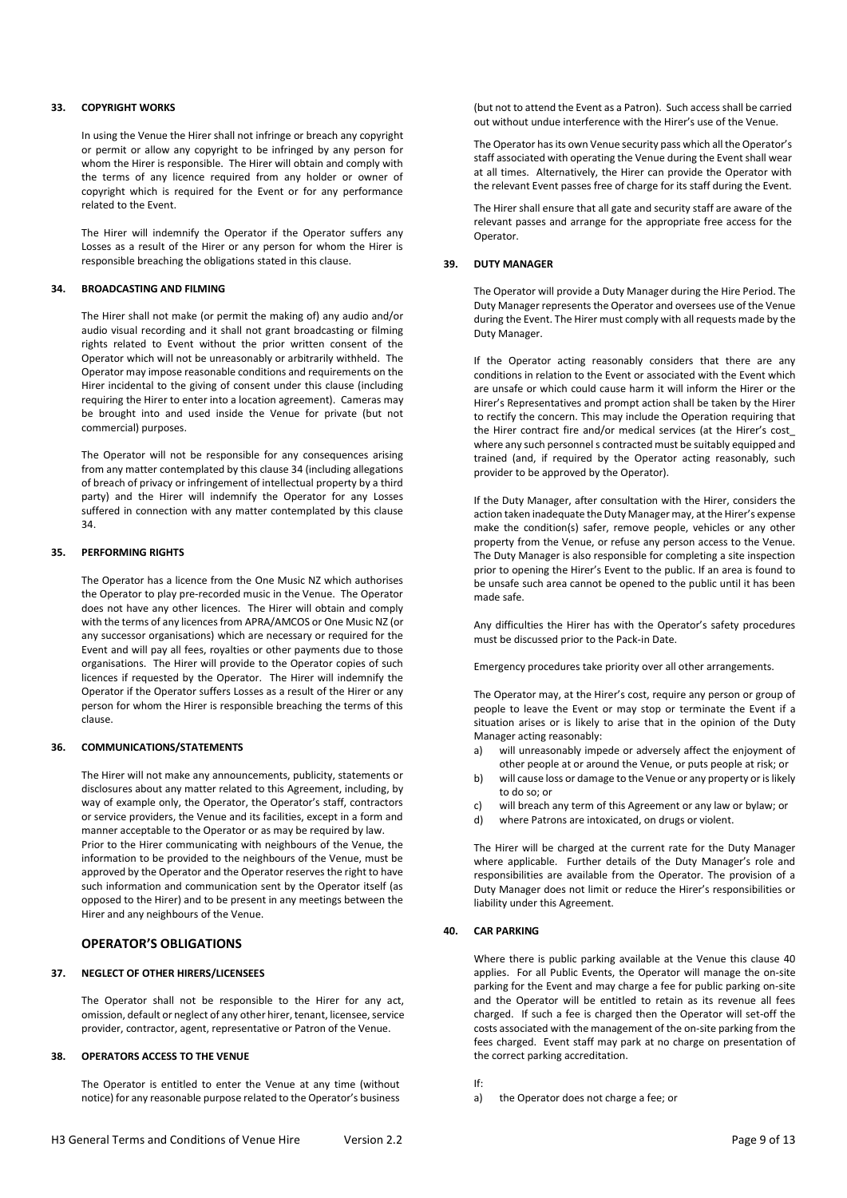**33. COPYRIGHT WORKS**

In using the Venue the Hirer shall not infringe or breach any copyright or permit or allow any copyright to be infringed by any person for whom the Hirer is responsible. The Hirer will obtain and comply with the terms of any licence required from any holder or owner of copyright which is required for the Event or for any performance related to the Event.

The Hirer will indemnify the Operator if the Operator suffers any Losses as a result of the Hirer or any person for whom the Hirer is responsible breaching the obligations stated in this clause.

**34. BROADCASTING AND FILMING**

The Hirer shall not make (or permit the making of) any audio and/or audio visual recording and it shall not grant broadcasting or filming rights related to Event without the prior written consent of the Operator which will not be unreasonably or arbitrarily withheld. The Operator may impose reasonable conditions and requirements on the Hirer incidental to the giving of consent under this clause (including requiring the Hirer to enter into a location agreement). Cameras may be brought into and used inside the Venue for private (but not commercial) purposes.

The Operator will not be responsible for any consequences arising from any matter contemplated by this clause 34 (including allegations of breach of privacy or infringement of intellectual property by a third party) and the Hirer will indemnify the Operator for any Losses suffered in connection with any matter contemplated by this clause 34.

**35. PERFORMING RIGHTS**

The Operator has a licence from the One Music NZ which authorises the Operator to play pre-recorded music in the Venue. The Operator does not have any other licences. The Hirer will obtain and comply with the terms of any licences from APRA/AMCOS or One Music NZ (or any successor organisations) which are necessary or required for the Event and will pay all fees, royalties or other payments due to those organisations. The Hirer will provide to the Operator copies of such licences if requested by the Operator. The Hirer will indemnify the Operator if the Operator suffers Losses as a result of the Hirer or any person for whom the Hirer is responsible breaching the terms of this clause.

**36. COMMUNICATIONS/STATEMENTS**

The Hirer will not make any announcements, publicity, statements or disclosures about any matter related to this Agreement, including, by way of example only, the Operator, the Operator's staff, contractors or service providers, the Venue and its facilities, except in a form and manner acceptable to the Operator or as may be required by law.
Prior to the Hirer communicating with neighbours of the Venue, the information to be provided to the neighbours of the Venue, must be approved by the Operator and the Operator reserves the right to have such information and communication sent by the Operator itself (as opposed to the Hirer) and to be present in any meetings between the Hirer and any neighbours of the Venue.

## OPERATOR'S OBLIGATIONS

**37. NEGLECT OF OTHER HIRERS/LICENSEES**

The Operator shall not be responsible to the Hirer for any act, omission, default or neglect of any other hirer, tenant, licensee, service provider, contractor, agent, representative or Patron of the Venue.

**38. OPERATORS ACCESS TO THE VENUE**

The Operator is entitled to enter the Venue at any time (without notice) for any reasonable purpose related to the Operator's business (but not to attend the Event as a Patron). Such access shall be carried out without undue interference with the Hirer's use of the Venue.

The Operator has its own Venue security pass which all the Operator's staff associated with operating the Venue during the Event shall wear at all times. Alternatively, the Hirer can provide the Operator with the relevant Event passes free of charge for its staff during the Event.

The Hirer shall ensure that all gate and security staff are aware of the relevant passes and arrange for the appropriate free access for the Operator.

**39. DUTY MANAGER**

The Operator will provide a Duty Manager during the Hire Period. The Duty Manager represents the Operator and oversees use of the Venue during the Event. The Hirer must comply with all requests made by the Duty Manager.

If the Operator acting reasonably considers that there are any conditions in relation to the Event or associated with the Event which are unsafe or which could cause harm it will inform the Hirer or the Hirer's Representatives and prompt action shall be taken by the Hirer to rectify the concern. This may include the Operation requiring that the Hirer contract fire and/or medical services (at the Hirer's cost_ where any such personnel s contracted must be suitably equipped and trained (and, if required by the Operator acting reasonably, such provider to be approved by the Operator).

If the Duty Manager, after consultation with the Hirer, considers the action taken inadequate the Duty Manager may, at the Hirer's expense make the condition(s) safer, remove people, vehicles or any other property from the Venue, or refuse any person access to the Venue. The Duty Manager is also responsible for completing a site inspection prior to opening the Hirer's Event to the public. If an area is found to be unsafe such area cannot be opened to the public until it has been made safe.

Any difficulties the Hirer has with the Operator's safety procedures must be discussed prior to the Pack-in Date.

Emergency procedures take priority over all other arrangements.

The Operator may, at the Hirer's cost, require any person or group of people to leave the Event or may stop or terminate the Event if a situation arises or is likely to arise that in the opinion of the Duty Manager acting reasonably:

a) will unreasonably impede or adversely affect the enjoyment of other people at or around the Venue, or puts people at risk; or
b) will cause loss or damage to the Venue or any property or is likely to do so; or
c) will breach any term of this Agreement or any law or bylaw; or
d) where Patrons are intoxicated, on drugs or violent.

The Hirer will be charged at the current rate for the Duty Manager where applicable. Further details of the Duty Manager's role and responsibilities are available from the Operator. The provision of a Duty Manager does not limit or reduce the Hirer's responsibilities or liability under this Agreement.

**40. CAR PARKING**

Where there is public parking available at the Venue this clause 40 applies. For all Public Events, the Operator will manage the on-site parking for the Event and may charge a fee for public parking on-site and the Operator will be entitled to retain as its revenue all fees charged. If such a fee is charged then the Operator will set-off the costs associated with the management of the on-site parking from the fees charged. Event staff may park at no charge on presentation of the correct parking accreditation.

If:

a) the Operator does not charge a fee; or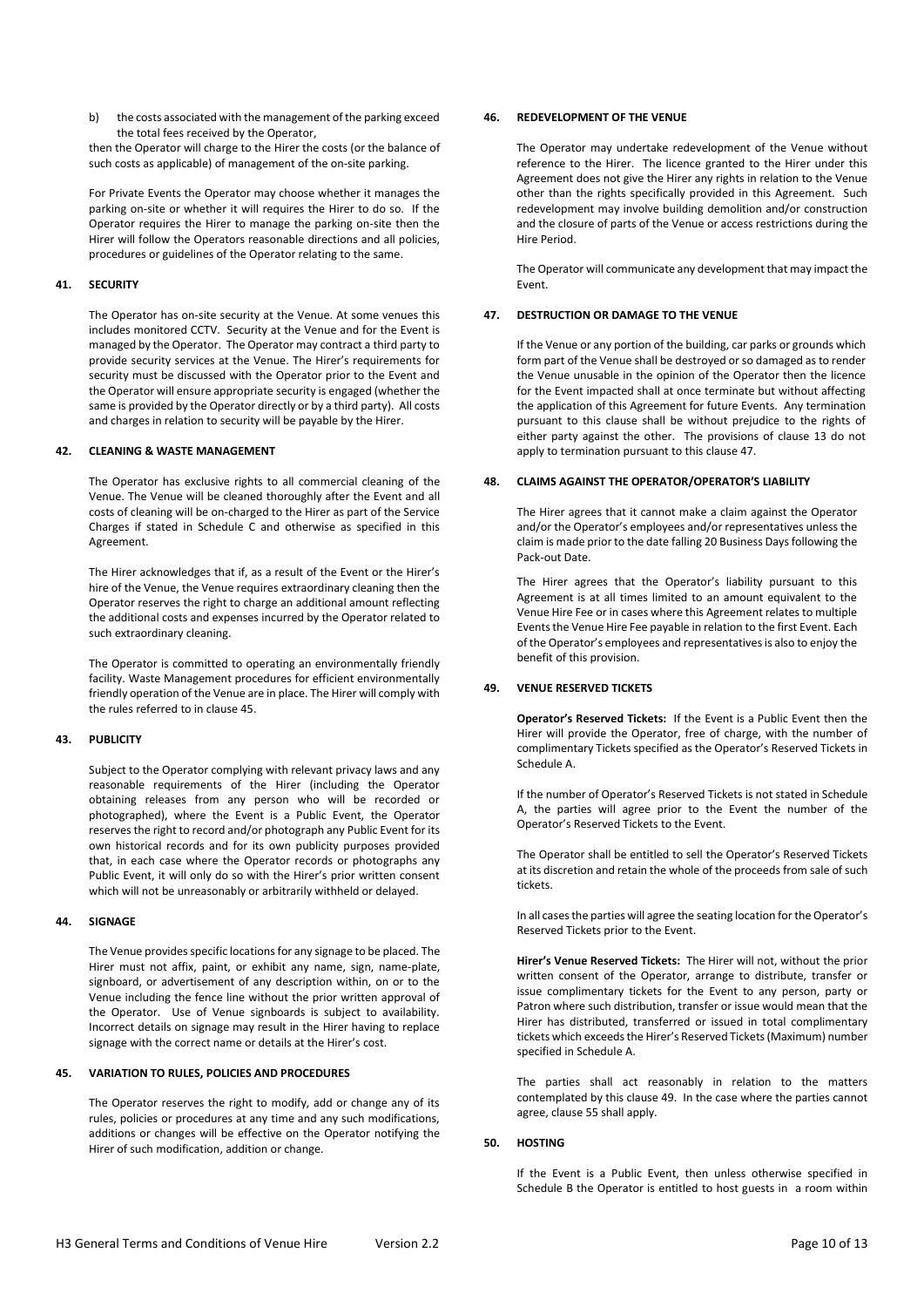b) the costs associated with the management of the parking exceed the total fees received by the Operator,

then the Operator will charge to the Hirer the costs (or the balance of such costs as applicable) of management of the on-site parking.

For Private Events the Operator may choose whether it manages the parking on-site or whether it will requires the Hirer to do so. If the Operator requires the Hirer to manage the parking on-site then the Hirer will follow the Operators reasonable directions and all policies, procedures or guidelines of the Operator relating to the same.

## 41. SECURITY

The Operator has on-site security at the Venue. At some venues this includes monitored CCTV. Security at the Venue and for the Event is managed by the Operator. The Operator may contract a third party to provide security services at the Venue. The Hirer's requirements for security must be discussed with the Operator prior to the Event and the Operator will ensure appropriate security is engaged (whether the same is provided by the Operator directly or by a third party). All costs and charges in relation to security will be payable by the Hirer.

## 42. CLEANING & WASTE MANAGEMENT

The Operator has exclusive rights to all commercial cleaning of the Venue. The Venue will be cleaned thoroughly after the Event and all costs of cleaning will be on-charged to the Hirer as part of the Service Charges if stated in Schedule C and otherwise as specified in this Agreement.

The Hirer acknowledges that if, as a result of the Event or the Hirer's hire of the Venue, the Venue requires extraordinary cleaning then the Operator reserves the right to charge an additional amount reflecting the additional costs and expenses incurred by the Operator related to such extraordinary cleaning.

The Operator is committed to operating an environmentally friendly facility. Waste Management procedures for efficient environmentally friendly operation of the Venue are in place. The Hirer will comply with the rules referred to in clause 45.

## 43. PUBLICITY

Subject to the Operator complying with relevant privacy laws and any reasonable requirements of the Hirer (including the Operator obtaining releases from any person who will be recorded or photographed), where the Event is a Public Event, the Operator reserves the right to record and/or photograph any Public Event for its own historical records and for its own publicity purposes provided that, in each case where the Operator records or photographs any Public Event, it will only do so with the Hirer's prior written consent which will not be unreasonably or arbitrarily withheld or delayed.

## 44. SIGNAGE

The Venue provides specific locations for any signage to be placed. The Hirer must not affix, paint, or exhibit any name, sign, name-plate, signboard, or advertisement of any description within, on or to the Venue including the fence line without the prior written approval of the Operator. Use of Venue signboards is subject to availability. Incorrect details on signage may result in the Hirer having to replace signage with the correct name or details at the Hirer's cost.

## 45. VARIATION TO RULES, POLICIES AND PROCEDURES

The Operator reserves the right to modify, add or change any of its rules, policies or procedures at any time and any such modifications, additions or changes will be effective on the Operator notifying the Hirer of such modification, addition or change.

## 46. REDEVELOPMENT OF THE VENUE

The Operator may undertake redevelopment of the Venue without reference to the Hirer. The licence granted to the Hirer under this Agreement does not give the Hirer any rights in relation to the Venue other than the rights specifically provided in this Agreement. Such redevelopment may involve building demolition and/or construction and the closure of parts of the Venue or access restrictions during the Hire Period.

The Operator will communicate any development that may impact the Event.

## 47. DESTRUCTION OR DAMAGE TO THE VENUE

If the Venue or any portion of the building, car parks or grounds which form part of the Venue shall be destroyed or so damaged as to render the Venue unusable in the opinion of the Operator then the licence for the Event impacted shall at once terminate but without affecting the application of this Agreement for future Events. Any termination pursuant to this clause shall be without prejudice to the rights of either party against the other. The provisions of clause 13 do not apply to termination pursuant to this clause 47.

## 48. CLAIMS AGAINST THE OPERATOR/OPERATOR'S LIABILITY

The Hirer agrees that it cannot make a claim against the Operator and/or the Operator's employees and/or representatives unless the claim is made prior to the date falling 20 Business Days following the Pack-out Date.

The Hirer agrees that the Operator's liability pursuant to this Agreement is at all times limited to an amount equivalent to the Venue Hire Fee or in cases where this Agreement relates to multiple Events the Venue Hire Fee payable in relation to the first Event. Each of the Operator's employees and representatives is also to enjoy the benefit of this provision.

## 49. VENUE RESERVED TICKETS

**Operator's Reserved Tickets:** If the Event is a Public Event then the Hirer will provide the Operator, free of charge, with the number of complimentary Tickets specified as the Operator's Reserved Tickets in Schedule A.

If the number of Operator's Reserved Tickets is not stated in Schedule A, the parties will agree prior to the Event the number of the Operator's Reserved Tickets to the Event.

The Operator shall be entitled to sell the Operator's Reserved Tickets at its discretion and retain the whole of the proceeds from sale of such tickets.

In all cases the parties will agree the seating location for the Operator's Reserved Tickets prior to the Event.

**Hirer's Venue Reserved Tickets:** The Hirer will not, without the prior written consent of the Operator, arrange to distribute, transfer or issue complimentary tickets for the Event to any person, party or Patron where such distribution, transfer or issue would mean that the Hirer has distributed, transferred or issued in total complimentary tickets which exceeds the Hirer's Reserved Tickets (Maximum) number specified in Schedule A.

The parties shall act reasonably in relation to the matters contemplated by this clause 49. In the case where the parties cannot agree, clause 55 shall apply.

## 50. HOSTING

If the Event is a Public Event, then unless otherwise specified in Schedule B the Operator is entitled to host guests in a room within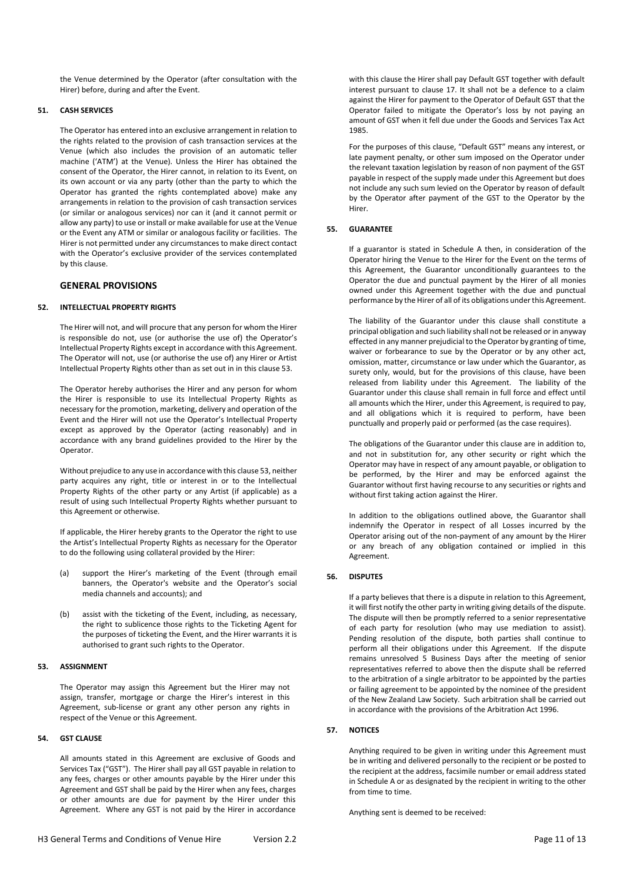the Venue determined by the Operator (after consultation with the Hirer) before, during and after the Event.

**51. CASH SERVICES**

The Operator has entered into an exclusive arrangement in relation to the rights related to the provision of cash transaction services at the Venue (which also includes the provision of an automatic teller machine ('ATM') at the Venue). Unless the Hirer has obtained the consent of the Operator, the Hirer cannot, in relation to its Event, on its own account or via any party (other than the party to which the Operator has granted the rights contemplated above) make any arrangements in relation to the provision of cash transaction services (or similar or analogous services) nor can it (and it cannot permit or allow any party) to use or install or make available for use at the Venue or the Event any ATM or similar or analogous facility or facilities. The Hirer is not permitted under any circumstances to make direct contact with the Operator's exclusive provider of the services contemplated by this clause.

## GENERAL PROVISIONS

**52. INTELLECTUAL PROPERTY RIGHTS**

The Hirer will not, and will procure that any person for whom the Hirer is responsible do not, use (or authorise the use of) the Operator's Intellectual Property Rights except in accordance with this Agreement. The Operator will not, use (or authorise the use of) any Hirer or Artist Intellectual Property Rights other than as set out in in this clause 53.

The Operator hereby authorises the Hirer and any person for whom the Hirer is responsible to use its Intellectual Property Rights as necessary for the promotion, marketing, delivery and operation of the Event and the Hirer will not use the Operator's Intellectual Property except as approved by the Operator (acting reasonably) and in accordance with any brand guidelines provided to the Hirer by the Operator.

Without prejudice to any use in accordance with this clause 53, neither party acquires any right, title or interest in or to the Intellectual Property Rights of the other party or any Artist (if applicable) as a result of using such Intellectual Property Rights whether pursuant to this Agreement or otherwise.

If applicable, the Hirer hereby grants to the Operator the right to use the Artist's Intellectual Property Rights as necessary for the Operator to do the following using collateral provided by the Hirer:

(a) support the Hirer's marketing of the Event (through email banners, the Operator's website and the Operator's social media channels and accounts); and

(b) assist with the ticketing of the Event, including, as necessary, the right to sublicence those rights to the Ticketing Agent for the purposes of ticketing the Event, and the Hirer warrants it is authorised to grant such rights to the Operator.

**53. ASSIGNMENT**

The Operator may assign this Agreement but the Hirer may not assign, transfer, mortgage or charge the Hirer's interest in this Agreement, sub-license or grant any other person any rights in respect of the Venue or this Agreement.

**54. GST CLAUSE**

All amounts stated in this Agreement are exclusive of Goods and Services Tax ("GST"). The Hirer shall pay all GST payable in relation to any fees, charges or other amounts payable by the Hirer under this Agreement and GST shall be paid by the Hirer when any fees, charges or other amounts are due for payment by the Hirer under this Agreement. Where any GST is not paid by the Hirer in accordance with this clause the Hirer shall pay Default GST together with default interest pursuant to clause 17. It shall not be a defence to a claim against the Hirer for payment to the Operator of Default GST that the Operator failed to mitigate the Operator's loss by not paying an amount of GST when it fell due under the Goods and Services Tax Act 1985.

For the purposes of this clause, "Default GST" means any interest, or late payment penalty, or other sum imposed on the Operator under the relevant taxation legislation by reason of non payment of the GST payable in respect of the supply made under this Agreement but does not include any such sum levied on the Operator by reason of default by the Operator after payment of the GST to the Operator by the Hirer.

**55. GUARANTEE**

If a guarantor is stated in Schedule A then, in consideration of the Operator hiring the Venue to the Hirer for the Event on the terms of this Agreement, the Guarantor unconditionally guarantees to the Operator the due and punctual payment by the Hirer of all monies owned under this Agreement together with the due and punctual performance by the Hirer of all of its obligations under this Agreement.

The liability of the Guarantor under this clause shall constitute a principal obligation and such liability shall not be released or in anyway effected in any manner prejudicial to the Operator by granting of time, waiver or forbearance to sue by the Operator or by any other act, omission, matter, circumstance or law under which the Guarantor, as surety only, would, but for the provisions of this clause, have been released from liability under this Agreement. The liability of the Guarantor under this clause shall remain in full force and effect until all amounts which the Hirer, under this Agreement, is required to pay, and all obligations which it is required to perform, have been punctually and properly paid or performed (as the case requires).

The obligations of the Guarantor under this clause are in addition to, and not in substitution for, any other security or right which the Operator may have in respect of any amount payable, or obligation to be performed, by the Hirer and may be enforced against the Guarantor without first having recourse to any securities or rights and without first taking action against the Hirer.

In addition to the obligations outlined above, the Guarantor shall indemnify the Operator in respect of all Losses incurred by the Operator arising out of the non-payment of any amount by the Hirer or any breach of any obligation contained or implied in this Agreement.

**56. DISPUTES**

If a party believes that there is a dispute in relation to this Agreement, it will first notify the other party in writing giving details of the dispute. The dispute will then be promptly referred to a senior representative of each party for resolution (who may use mediation to assist). Pending resolution of the dispute, both parties shall continue to perform all their obligations under this Agreement. If the dispute remains unresolved 5 Business Days after the meeting of senior representatives referred to above then the dispute shall be referred to the arbitration of a single arbitrator to be appointed by the parties or failing agreement to be appointed by the nominee of the president of the New Zealand Law Society. Such arbitration shall be carried out in accordance with the provisions of the Arbitration Act 1996.

**57. NOTICES**

Anything required to be given in writing under this Agreement must be in writing and delivered personally to the recipient or be posted to the recipient at the address, facsimile number or email address stated in Schedule A or as designated by the recipient in writing to the other from time to time.

Anything sent is deemed to be received: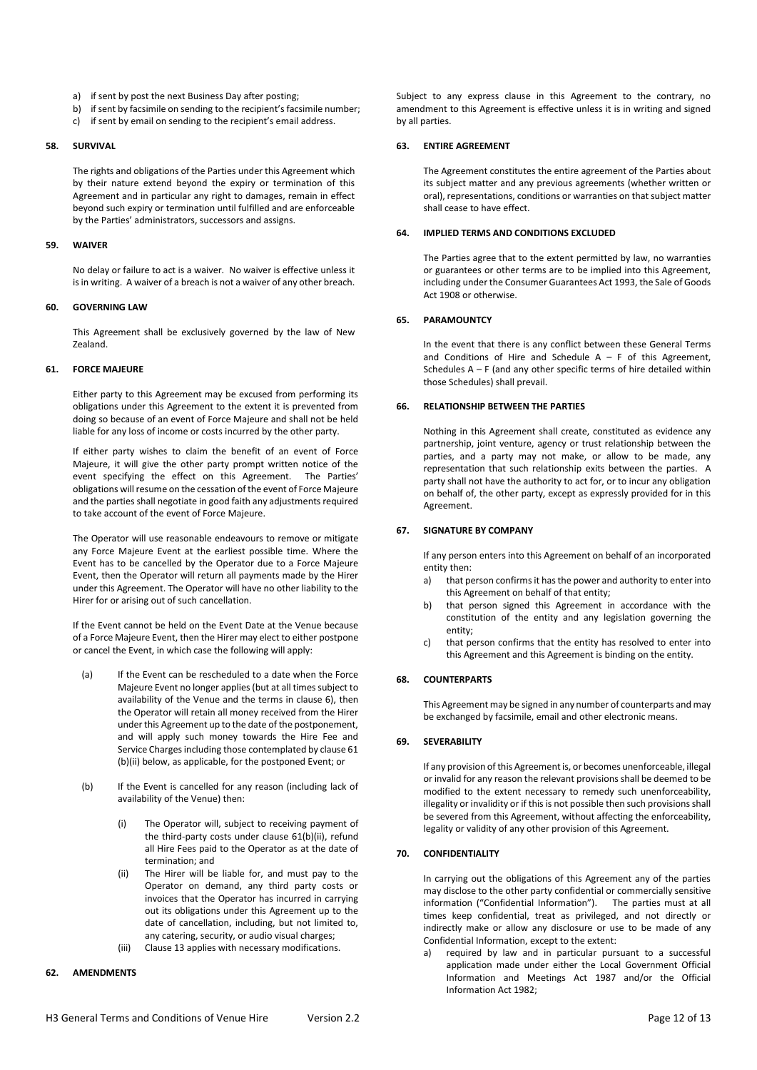a) if sent by post the next Business Day after posting;
b) if sent by facsimile on sending to the recipient's facsimile number;
c) if sent by email on sending to the recipient's email address.

### 58. SURVIVAL

The rights and obligations of the Parties under this Agreement which by their nature extend beyond the expiry or termination of this Agreement and in particular any right to damages, remain in effect beyond such expiry or termination until fulfilled and are enforceable by the Parties' administrators, successors and assigns.

### 59. WAIVER

No delay or failure to act is a waiver. No waiver is effective unless it is in writing. A waiver of a breach is not a waiver of any other breach.

### 60. GOVERNING LAW

This Agreement shall be exclusively governed by the law of New Zealand.

### 61. FORCE MAJEURE

Either party to this Agreement may be excused from performing its obligations under this Agreement to the extent it is prevented from doing so because of an event of Force Majeure and shall not be held liable for any loss of income or costs incurred by the other party.

If either party wishes to claim the benefit of an event of Force Majeure, it will give the other party prompt written notice of the event specifying the effect on this Agreement. The Parties' obligations will resume on the cessation of the event of Force Majeure and the parties shall negotiate in good faith any adjustments required to take account of the event of Force Majeure.

The Operator will use reasonable endeavours to remove or mitigate any Force Majeure Event at the earliest possible time. Where the Event has to be cancelled by the Operator due to a Force Majeure Event, then the Operator will return all payments made by the Hirer under this Agreement. The Operator will have no other liability to the Hirer for or arising out of such cancellation.

If the Event cannot be held on the Event Date at the Venue because of a Force Majeure Event, then the Hirer may elect to either postpone or cancel the Event, in which case the following will apply:

(a) If the Event can be rescheduled to a date when the Force Majeure Event no longer applies (but at all times subject to availability of the Venue and the terms in clause 6), then the Operator will retain all money received from the Hirer under this Agreement up to the date of the postponement, and will apply such money towards the Hire Fee and Service Charges including those contemplated by clause 61 (b)(ii) below, as applicable, for the postponed Event; or

(b) If the Event is cancelled for any reason (including lack of availability of the Venue) then:

   (i) The Operator will, subject to receiving payment of the third-party costs under clause 61(b)(ii), refund all Hire Fees paid to the Operator as at the date of termination; and
   (ii) The Hirer will be liable for, and must pay to the Operator on demand, any third party costs or invoices that the Operator has incurred in carrying out its obligations under this Agreement up to the date of cancellation, including, but not limited to, any catering, security, or audio visual charges;
   (iii) Clause 13 applies with necessary modifications.

### 62. AMENDMENTS

Subject to any express clause in this Agreement to the contrary, no amendment to this Agreement is effective unless it is in writing and signed by all parties.

### 63. ENTIRE AGREEMENT

The Agreement constitutes the entire agreement of the Parties about its subject matter and any previous agreements (whether written or oral), representations, conditions or warranties on that subject matter shall cease to have effect.

### 64. IMPLIED TERMS AND CONDITIONS EXCLUDED

The Parties agree that to the extent permitted by law, no warranties or guarantees or other terms are to be implied into this Agreement, including under the Consumer Guarantees Act 1993, the Sale of Goods Act 1908 or otherwise.

### 65. PARAMOUNTCY

In the event that there is any conflict between these General Terms and Conditions of Hire and Schedule A – F of this Agreement, Schedules A – F (and any other specific terms of hire detailed within those Schedules) shall prevail.

### 66. RELATIONSHIP BETWEEN THE PARTIES

Nothing in this Agreement shall create, constituted as evidence any partnership, joint venture, agency or trust relationship between the parties, and a party may not make, or allow to be made, any representation that such relationship exits between the parties. A party shall not have the authority to act for, or to incur any obligation on behalf of, the other party, except as expressly provided for in this Agreement.

### 67. SIGNATURE BY COMPANY

If any person enters into this Agreement on behalf of an incorporated entity then:

a) that person confirms it has the power and authority to enter into this Agreement on behalf of that entity;
b) that person signed this Agreement in accordance with the constitution of the entity and any legislation governing the entity;
c) that person confirms that the entity has resolved to enter into this Agreement and this Agreement is binding on the entity.

### 68. COUNTERPARTS

This Agreement may be signed in any number of counterparts and may be exchanged by facsimile, email and other electronic means.

### 69. SEVERABILITY

If any provision of this Agreement is, or becomes unenforceable, illegal or invalid for any reason the relevant provisions shall be deemed to be modified to the extent necessary to remedy such unenforceability, illegality or invalidity or if this is not possible then such provisions shall be severed from this Agreement, without affecting the enforceability, legality or validity of any other provision of this Agreement.

### 70. CONFIDENTIALITY

In carrying out the obligations of this Agreement any of the parties may disclose to the other party confidential or commercially sensitive information ("Confidential Information"). The parties must at all times keep confidential, treat as privileged, and not directly or indirectly make or allow any disclosure or use to be made of any Confidential Information, except to the extent:

a) required by law and in particular pursuant to a successful application made under either the Local Government Official Information and Meetings Act 1987 and/or the Official Information Act 1982;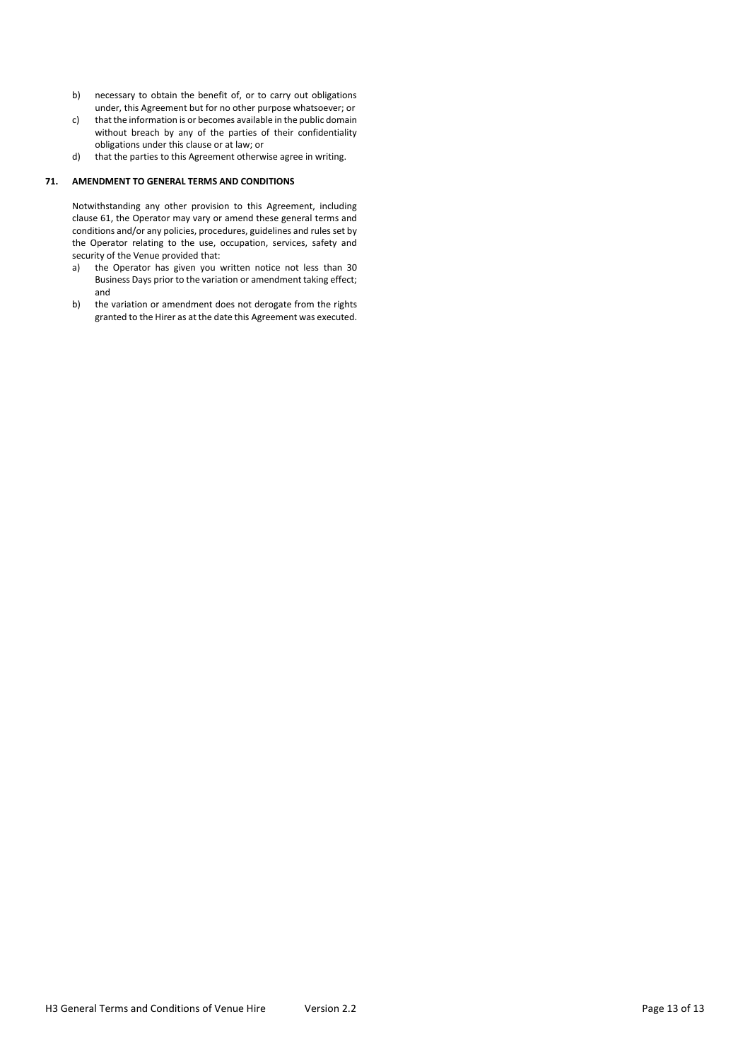b) necessary to obtain the benefit of, or to carry out obligations under, this Agreement but for no other purpose whatsoever; or
c) that the information is or becomes available in the public domain without breach by any of the parties of their confidentiality obligations under this clause or at law; or
d) that the parties to this Agreement otherwise agree in writing.

**71. AMENDMENT TO GENERAL TERMS AND CONDITIONS**

Notwithstanding any other provision to this Agreement, including clause 61, the Operator may vary or amend these general terms and conditions and/or any policies, procedures, guidelines and rules set by the Operator relating to the use, occupation, services, safety and security of the Venue provided that:

a) the Operator has given you written notice not less than 30 Business Days prior to the variation or amendment taking effect; and
b) the variation or amendment does not derogate from the rights granted to the Hirer as at the date this Agreement was executed.